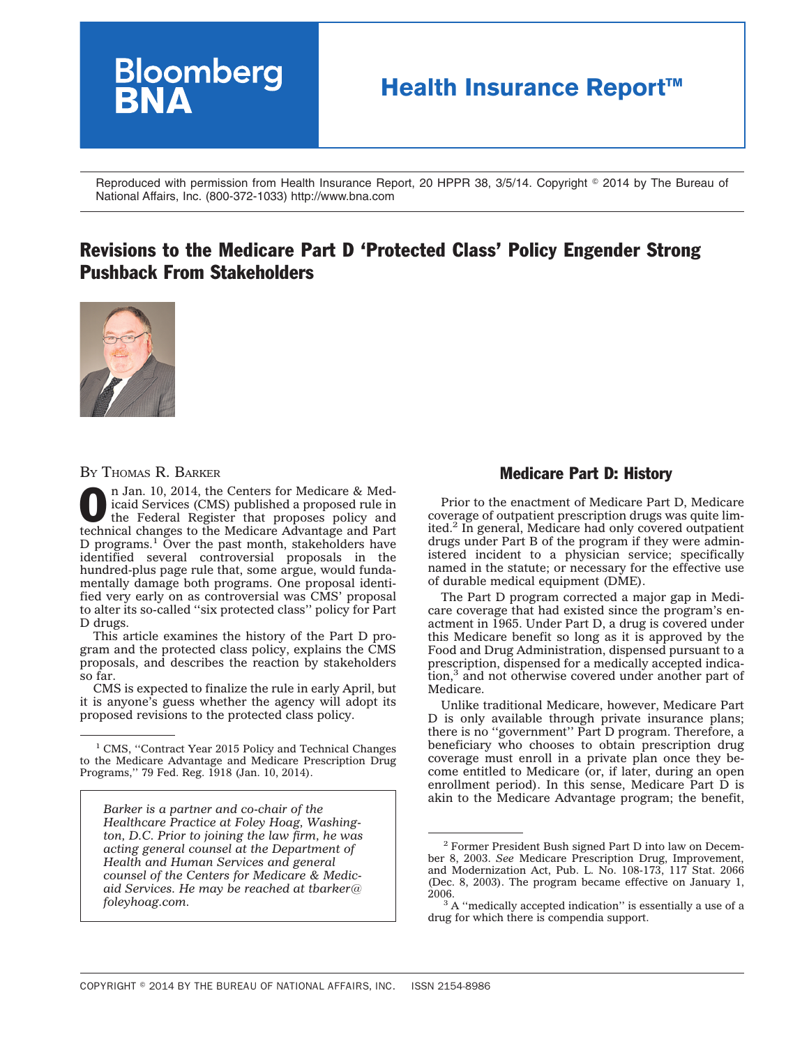Reproduced with permission from Health Insurance Report, 20 HPPR 38, 3/5/14. Copyright © 2014 by The Bureau of National Affairs, Inc. (800-372-1033) http://www.bna.com

# Revisions to the Medicare Part D 'Protected Class' Policy Engender Strong Pushback From Stakeholders

BY THOMAS R. BARKER

On Jan. 10, 2014, the Centers for Medicare & Medicaid Services (CMS) published a proposed rule in the Federal Register that proposes policy and technical changes to the Medicare Advantage and Part D programs.[1] Over the past month, stakeholders have identified several controversial proposals in the hundred-plus page rule that, some argue, would fundamentally damage both programs. One proposal identified very early on as controversial was CMS' proposal to alter its so-called ''six protected class'' policy for Part D drugs.

This article examines the history of the Part D program and the protected class policy, explains the CMS proposals, and describes the reaction by stakeholders so far.

CMS is expected to finalize the rule in early April, but it is anyone's guess whether the agency will adopt its proposed revisions to the protected class policy.

[1] CMS, ''Contract Year 2015 Policy and Technical Changes to the Medicare Advantage and Medicare Prescription Drug Programs,'' 79 Fed. Reg. 1918 (Jan. 10, 2014).

*Barker is a partner and co-chair of the Healthcare Practice at Foley Hoag, Washington, D.C. Prior to joining the law firm, he was acting general counsel at the Department of Health and Human Services and general counsel of the Centers for Medicare & Medicaid Services. He may be reached at tbarker@foleyhoag.com.*

## Medicare Part D: History

Prior to the enactment of Medicare Part D, Medicare coverage of outpatient prescription drugs was quite limited.[2] In general, Medicare had only covered outpatient drugs under Part B of the program if they were administered incident to a physician service; specifically named in the statute; or necessary for the effective use of durable medical equipment (DME).

The Part D program corrected a major gap in Medicare coverage that had existed since the program's enactment in 1965. Under Part D, a drug is covered under this Medicare benefit so long as it is approved by the Food and Drug Administration, dispensed pursuant to a prescription, dispensed for a medically accepted indication,[3] and not otherwise covered under another part of Medicare.

Unlike traditional Medicare, however, Medicare Part D is only available through private insurance plans; there is no ''government'' Part D program. Therefore, a beneficiary who chooses to obtain prescription drug coverage must enroll in a private plan once they become entitled to Medicare (or, if later, during an open enrollment period). In this sense, Medicare Part D is akin to the Medicare Advantage program; the benefit,

[2] Former President Bush signed Part D into law on December 8, 2003. *See* Medicare Prescription Drug, Improvement, and Modernization Act, Pub. L. No. 108-173, 117 Stat. 2066 (Dec. 8, 2003). The program became effective on January 1, 2006.

[3] A ''medically accepted indication'' is essentially a use of a drug for which there is compendia support.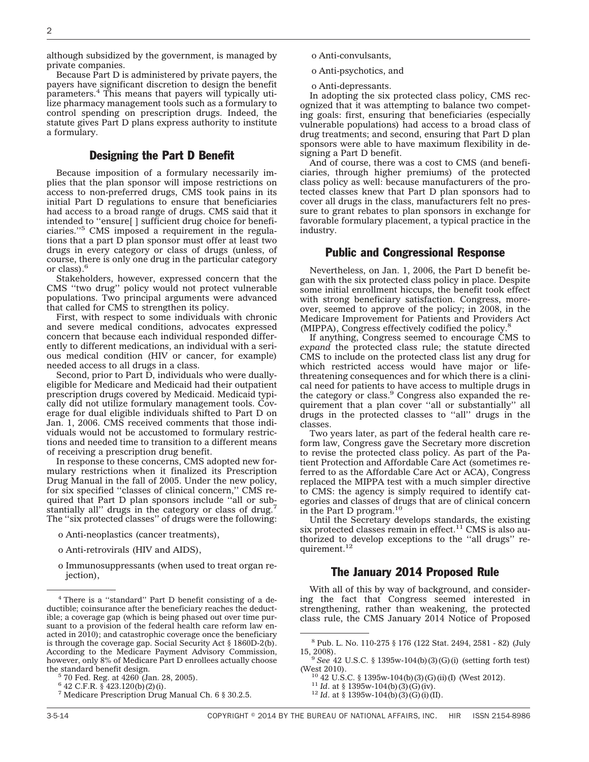although subsidized by the government, is managed by private companies.

Because Part D is administered by private payers, the payers have significant discretion to design the benefit parameters.[4] This means that payers will typically utilize pharmacy management tools such as a formulary to control spending on prescription drugs. Indeed, the statute gives Part D plans express authority to institute a formulary.

## Designing the Part D Benefit

Because imposition of a formulary necessarily implies that the plan sponsor will impose restrictions on access to non-preferred drugs, CMS took pains in its initial Part D regulations to ensure that beneficiaries had access to a broad range of drugs. CMS said that it intended to ''ensure[ ] sufficient drug choice for beneficiaries.''[5] CMS imposed a requirement in the regulations that a part D plan sponsor must offer at least two drugs in every category or class of drugs (unless, of course, there is only one drug in the particular category or class).[6]

Stakeholders, however, expressed concern that the CMS ''two drug'' policy would not protect vulnerable populations. Two principal arguments were advanced that called for CMS to strengthen its policy.

First, with respect to some individuals with chronic and severe medical conditions, advocates expressed concern that because each individual responded differently to different medications, an individual with a serious medical condition (HIV or cancer, for example) needed access to all drugs in a class.

Second, prior to Part D, individuals who were dually-eligible for Medicare and Medicaid had their outpatient prescription drugs covered by Medicaid. Medicaid typically did not utilize formulary management tools. Coverage for dual eligible individuals shifted to Part D on Jan. 1, 2006. CMS received comments that those individuals would not be accustomed to formulary restrictions and needed time to transition to a different means of receiving a prescription drug benefit.

In response to these concerns, CMS adopted new formulary restrictions when it finalized its Prescription Drug Manual in the fall of 2005. Under the new policy, for six specified ''classes of clinical concern,'' CMS required that Part D plan sponsors include ''all or substantially all'' drugs in the category or class of drug.[7] The ''six protected classes'' of drugs were the following:

- Anti-neoplastics (cancer treatments),
- Anti-retrovirals (HIV and AIDS),
- Immunosuppressants (when used to treat organ rejection),
- Anti-convulsants,
- Anti-psychotics, and
- Anti-depressants.

In adopting the six protected class policy, CMS recognized that it was attempting to balance two competing goals: first, ensuring that beneficiaries (especially vulnerable populations) had access to a broad class of drug treatments; and second, ensuring that Part D plan sponsors were able to have maximum flexibility in designing a Part D benefit.

And of course, there was a cost to CMS (and beneficiaries, through higher premiums) of the protected class policy as well: because manufacturers of the protected classes knew that Part D plan sponsors had to cover all drugs in the class, manufacturers felt no pressure to grant rebates to plan sponsors in exchange for favorable formulary placement, a typical practice in the industry.

## Public and Congressional Response

Nevertheless, on Jan. 1, 2006, the Part D benefit began with the six protected class policy in place. Despite some initial enrollment hiccups, the benefit took effect with strong beneficiary satisfaction. Congress, moreover, seemed to approve of the policy; in 2008, in the Medicare Improvement for Patients and Providers Act (MIPPA), Congress effectively codified the policy.[8]

If anything, Congress seemed to encourage CMS to *expand* the protected class rule; the statute directed CMS to include on the protected class list any drug for which restricted access would have major or life-threatening consequences and for which there is a clinical need for patients to have access to multiple drugs in the category or class.[9] Congress also expanded the requirement that a plan cover ''all or substantially'' all drugs in the protected classes to ''all'' drugs in the classes.

Two years later, as part of the federal health care reform law, Congress gave the Secretary more discretion to revise the protected class policy. As part of the Patient Protection and Affordable Care Act (sometimes referred to as the Affordable Care Act or ACA), Congress replaced the MIPPA test with a much simpler directive to CMS: the agency is simply required to identify categories and classes of drugs that are of clinical concern in the Part D program.[10]

Until the Secretary develops standards, the existing six protected classes remain in effect.[11] CMS is also authorized to develop exceptions to the ''all drugs'' requirement.[12]

## The January 2014 Proposed Rule

With all of this by way of background, and considering the fact that Congress seemed interested in strengthening, rather than weakening, the protected class rule, the CMS January 2014 Notice of Proposed

---

[4] There is a ''standard'' Part D benefit consisting of a deductible; coinsurance after the beneficiary reaches the deductible; a coverage gap (which is being phased out over time pursuant to a provision of the federal health care reform law enacted in 2010); and catastrophic coverage once the beneficiary is through the coverage gap. Social Security Act § 1860D-2(b). According to the Medicare Payment Advisory Commission, however, only 8% of Medicare Part D enrollees actually choose the standard benefit design.

[5] 70 Fed. Reg. at 4260 (Jan. 28, 2005).

[6] 42 C.F.R. § 423.120(b)(2)(i).

[7] Medicare Prescription Drug Manual Ch. 6 § 30.2.5.

[8] Pub. L. No. 110-275 § 176 (122 Stat. 2494, 2581 - 82) (July 15, 2008).

[9] *See* 42 U.S.C. § 1395w-104(b)(3)(G)(i) (setting forth test) (West 2010).

[10] 42 U.S.C. § 1395w-104(b)(3)(G)(ii)(I) (West 2012).

[11] *Id.* at § 1395w-104(b)(3)(G)(iv).

[12] *Id.* at § 1395w-104(b)(3)(G)(i)(II).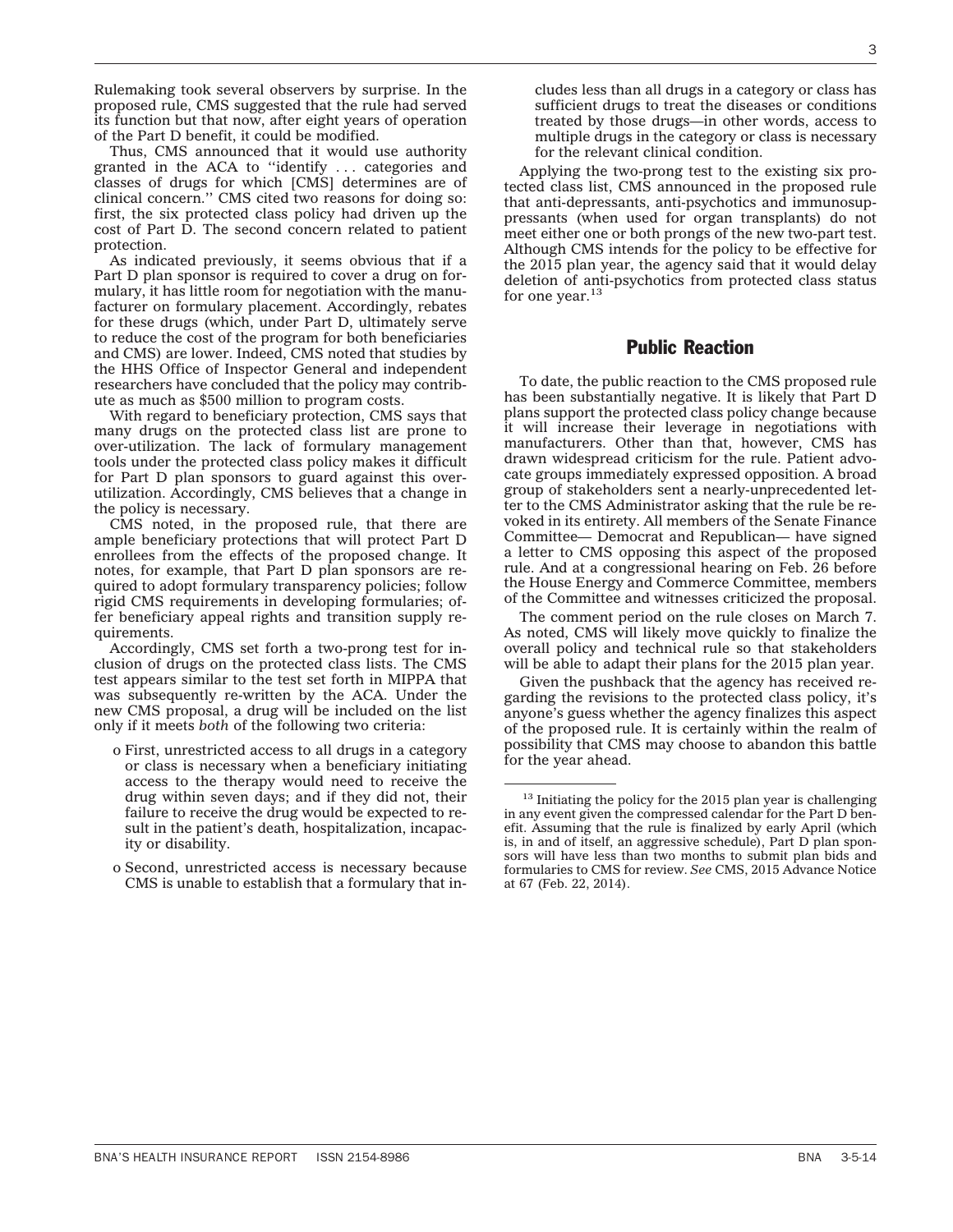Rulemaking took several observers by surprise. In the proposed rule, CMS suggested that the rule had served its function but that now, after eight years of operation of the Part D benefit, it could be modified.

Thus, CMS announced that it would use authority granted in the ACA to ''identify . . . categories and classes of drugs for which [CMS] determines are of clinical concern.'' CMS cited two reasons for doing so: first, the six protected class policy had driven up the cost of Part D. The second concern related to patient protection.

As indicated previously, it seems obvious that if a Part D plan sponsor is required to cover a drug on formulary, it has little room for negotiation with the manufacturer on formulary placement. Accordingly, rebates for these drugs (which, under Part D, ultimately serve to reduce the cost of the program for both beneficiaries and CMS) are lower. Indeed, CMS noted that studies by the HHS Office of Inspector General and independent researchers have concluded that the policy may contribute as much as $500 million to program costs.

With regard to beneficiary protection, CMS says that many drugs on the protected class list are prone to over-utilization. The lack of formulary management tools under the protected class policy makes it difficult for Part D plan sponsors to guard against this over-utilization. Accordingly, CMS believes that a change in the policy is necessary.

CMS noted, in the proposed rule, that there are ample beneficiary protections that will protect Part D enrollees from the effects of the proposed change. It notes, for example, that Part D plan sponsors are required to adopt formulary transparency policies; follow rigid CMS requirements in developing formularies; offer beneficiary appeal rights and transition supply requirements.

Accordingly, CMS set forth a two-prong test for inclusion of drugs on the protected class lists. The CMS test appears similar to the test set forth in MIPPA that was subsequently re-written by the ACA. Under the new CMS proposal, a drug will be included on the list only if it meets *both* of the following two criteria:

- First, unrestricted access to all drugs in a category or class is necessary when a beneficiary initiating access to the therapy would need to receive the drug within seven days; and if they did not, their failure to receive the drug would be expected to result in the patient's death, hospitalization, incapacity or disability.
- Second, unrestricted access is necessary because CMS is unable to establish that a formulary that includes less than all drugs in a category or class has sufficient drugs to treat the diseases or conditions treated by those drugs—in other words, access to multiple drugs in the category or class is necessary for the relevant clinical condition.

Applying the two-prong test to the existing six protected class list, CMS announced in the proposed rule that anti-depressants, anti-psychotics and immunosuppressants (when used for organ transplants) do not meet either one or both prongs of the new two-part test. Although CMS intends for the policy to be effective for the 2015 plan year, the agency said that it would delay deletion of anti-psychotics from protected class status for one year.[13]

## Public Reaction

To date, the public reaction to the CMS proposed rule has been substantially negative. It is likely that Part D plans support the protected class policy change because it will increase their leverage in negotiations with manufacturers. Other than that, however, CMS has drawn widespread criticism for the rule. Patient advocate groups immediately expressed opposition. A broad group of stakeholders sent a nearly-unprecedented letter to the CMS Administrator asking that the rule be revoked in its entirety. All members of the Senate Finance Committee— Democrat and Republican— have signed a letter to CMS opposing this aspect of the proposed rule. And at a congressional hearing on Feb. 26 before the House Energy and Commerce Committee, members of the Committee and witnesses criticized the proposal.

The comment period on the rule closes on March 7. As noted, CMS will likely move quickly to finalize the overall policy and technical rule so that stakeholders will be able to adapt their plans for the 2015 plan year.

Given the pushback that the agency has received regarding the revisions to the protected class policy, it's anyone's guess whether the agency finalizes this aspect of the proposed rule. It is certainly within the realm of possibility that CMS may choose to abandon this battle for the year ahead.

---

[13] Initiating the policy for the 2015 plan year is challenging in any event given the compressed calendar for the Part D benefit. Assuming that the rule is finalized by early April (which is, in and of itself, an aggressive schedule), Part D plan sponsors will have less than two months to submit plan bids and formularies to CMS for review. *See* CMS, 2015 Advance Notice at 67 (Feb. 22, 2014).